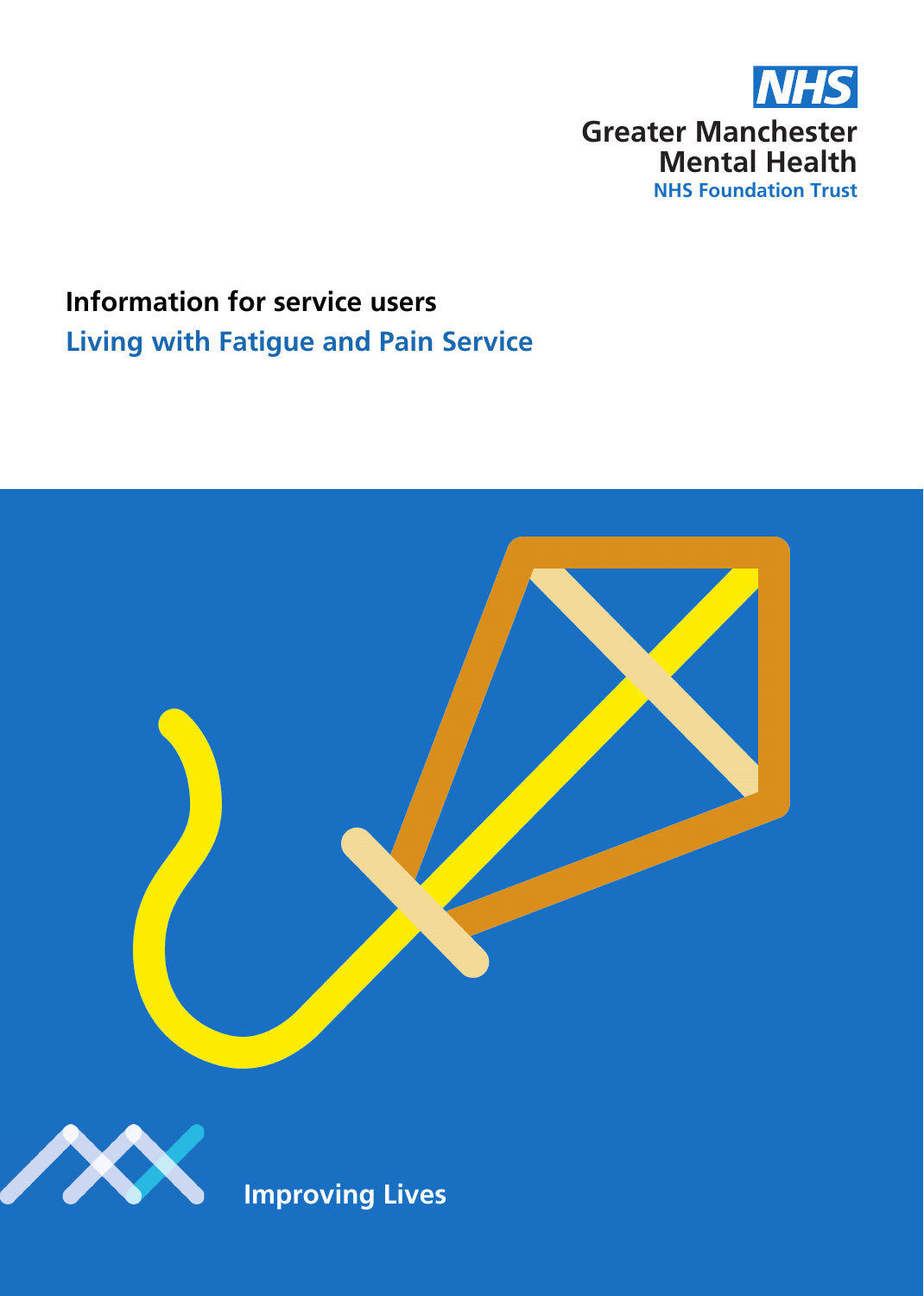NHS

Greater Manchester Mental Health

NHS Foundation Trust

**Information for service users**

# Living with Fatigue and Pain Service

Improving Lives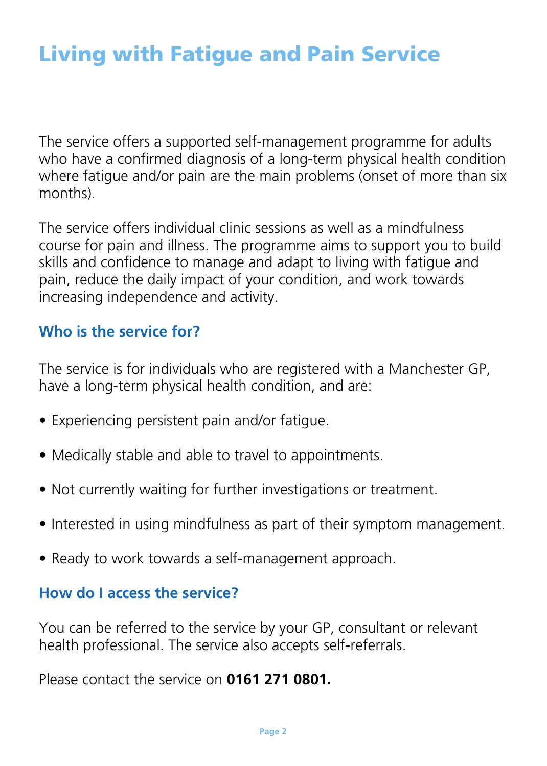# Living with Fatigue and Pain Service

The service offers a supported self-management programme for adults who have a confirmed diagnosis of a long-term physical health condition where fatigue and/or pain are the main problems (onset of more than six months).

The service offers individual clinic sessions as well as a mindfulness course for pain and illness. The programme aims to support you to build skills and confidence to manage and adapt to living with fatigue and pain, reduce the daily impact of your condition, and work towards increasing independence and activity.

## Who is the service for?

The service is for individuals who are registered with a Manchester GP, have a long-term physical health condition, and are:

- Experiencing persistent pain and/or fatigue.
- Medically stable and able to travel to appointments.
- Not currently waiting for further investigations or treatment.
- Interested in using mindfulness as part of their symptom management.
- Ready to work towards a self-management approach.

## How do I access the service?

You can be referred to the service by your GP, consultant or relevant health professional. The service also accepts self-referrals.

Please contact the service on **0161 271 0801.**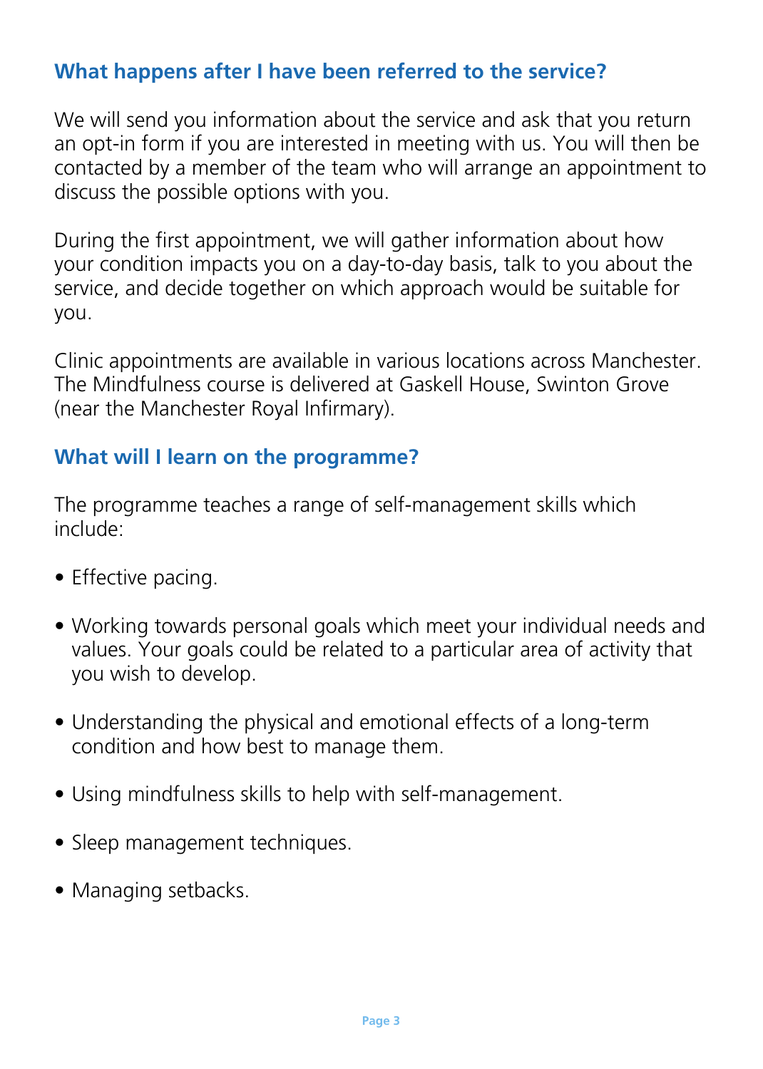## What happens after I have been referred to the service?

We will send you information about the service and ask that you return an opt-in form if you are interested in meeting with us. You will then be contacted by a member of the team who will arrange an appointment to discuss the possible options with you.

During the first appointment, we will gather information about how your condition impacts you on a day-to-day basis, talk to you about the service, and decide together on which approach would be suitable for you.

Clinic appointments are available in various locations across Manchester. The Mindfulness course is delivered at Gaskell House, Swinton Grove (near the Manchester Royal Infirmary).

## What will I learn on the programme?

The programme teaches a range of self-management skills which include:

- Effective pacing.
- Working towards personal goals which meet your individual needs and values. Your goals could be related to a particular area of activity that you wish to develop.
- Understanding the physical and emotional effects of a long-term condition and how best to manage them.
- Using mindfulness skills to help with self-management.
- Sleep management techniques.
- Managing setbacks.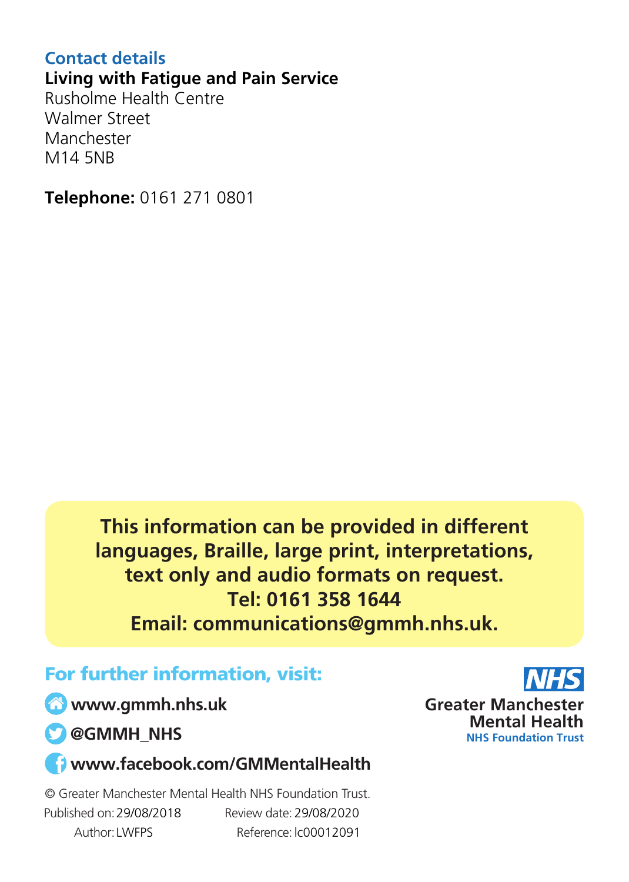## Contact details

**Living with Fatigue and Pain Service**
Rusholme Health Centre
Walmer Street
Manchester
M14 5NB

**Telephone:** 0161 271 0801

**This information can be provided in different languages, Braille, large print, interpretations, text only and audio formats on request.**
**Tel: 0161 358 1644**
**Email: communications@gmmh.nhs.uk.**

## For further information, visit:

**www.gmmh.nhs.uk**

**@GMMH_NHS**

**www.facebook.com/GMMentalHealth**

NHS
**Greater Manchester Mental Health**
**NHS Foundation Trust**

© Greater Manchester Mental Health NHS Foundation Trust.
Published on: 29/08/2018 Review date: 29/08/2020
Author: LWFPS Reference: lc00012091